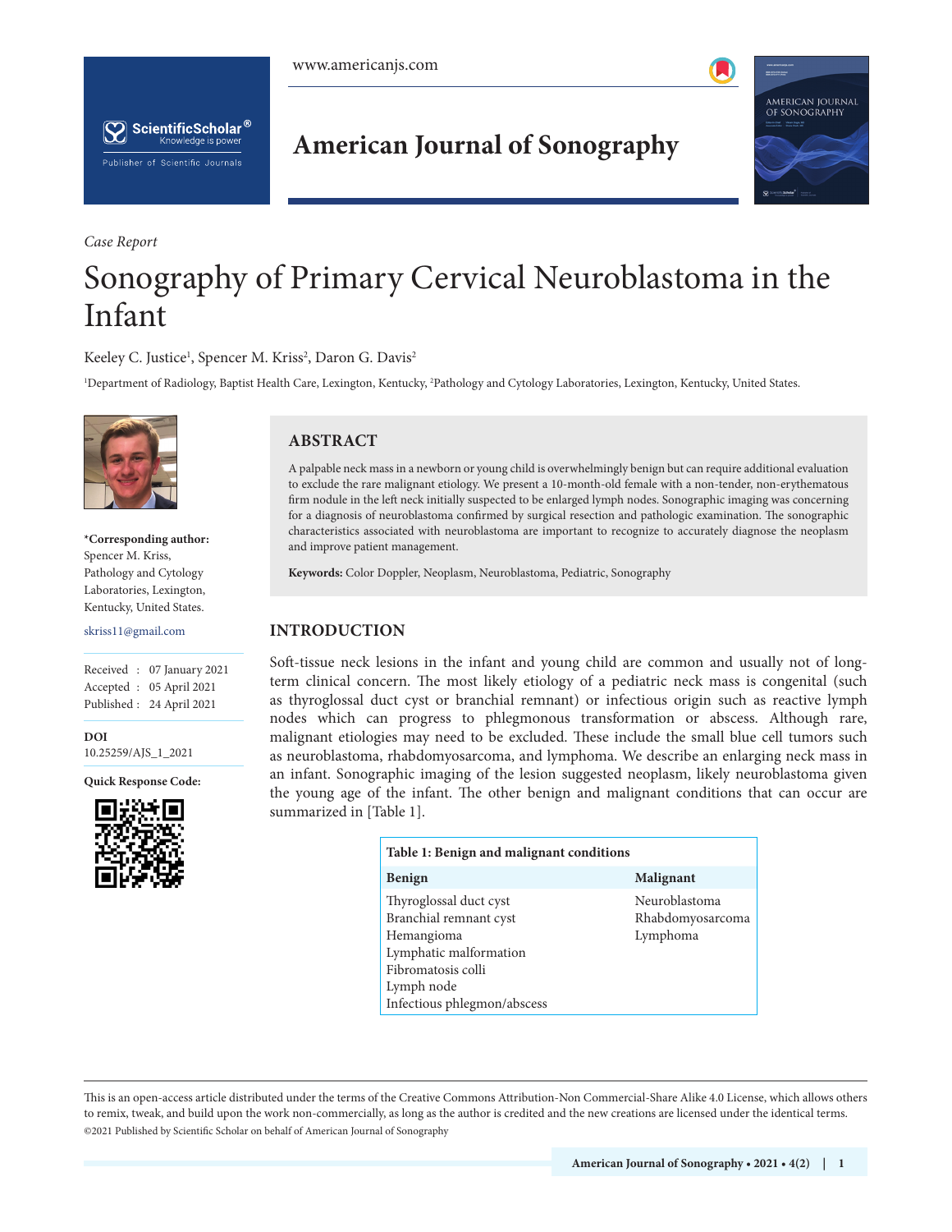*Case Report*

# Sonography of Primary Cervical Neuroblastoma in the Infant

Keeley C. Justice[1], Spencer M. Kriss[2], Daron G. Davis[2]

[1]Department of Radiology, Baptist Health Care, Lexington, Kentucky, [2]Pathology and Cytology Laboratories, Lexington, Kentucky, United States.

**\*Corresponding author:**
Spencer M. Kriss,
Pathology and Cytology Laboratories, Lexington, Kentucky, United States.

skriss11@gmail.com

Received : 07 January 2021
Accepted : 05 April 2021
Published : 24 April 2021

**DOI**
10.25259/AJS_1_2021

**Quick Response Code:**

## ABSTRACT

A palpable neck mass in a newborn or young child is overwhelmingly benign but can require additional evaluation to exclude the rare malignant etiology. We present a 10-month-old female with a non-tender, non-erythematous firm nodule in the left neck initially suspected to be enlarged lymph nodes. Sonographic imaging was concerning for a diagnosis of neuroblastoma confirmed by surgical resection and pathologic examination. The sonographic characteristics associated with neuroblastoma are important to recognize to accurately diagnose the neoplasm and improve patient management.

**Keywords:** Color Doppler, Neoplasm, Neuroblastoma, Pediatric, Sonography

## INTRODUCTION

Soft-tissue neck lesions in the infant and young child are common and usually not of long-term clinical concern. The most likely etiology of a pediatric neck mass is congenital (such as thyroglossal duct cyst or branchial remnant) or infectious origin such as reactive lymph nodes which can progress to phlegmonous transformation or abscess. Although rare, malignant etiologies may need to be excluded. These include the small blue cell tumors such as neuroblastoma, rhabdomyosarcoma, and lymphoma. We describe an enlarging neck mass in an infant. Sonographic imaging of the lesion suggested neoplasm, likely neuroblastoma given the young age of the infant. The other benign and malignant conditions that can occur are summarized in [Table 1].

**Table 1: Benign and malignant conditions**

| Benign | Malignant |
|---|---|
| Thyroglossal duct cyst | Neuroblastoma |
| Branchial remnant cyst | Rhabdomyosarcoma |
| Hemangioma | Lymphoma |
| Lymphatic malformation | |
| Fibromatosis colli | |
| Lymph node | |
| Infectious phlegmon/abscess | |

This is an open-access article distributed under the terms of the Creative Commons Attribution-Non Commercial-Share Alike 4.0 License, which allows others to remix, tweak, and build upon the work non-commercially, as long as the author is credited and the new creations are licensed under the identical terms.
©2021 Published by Scientific Scholar on behalf of American Journal of Sonography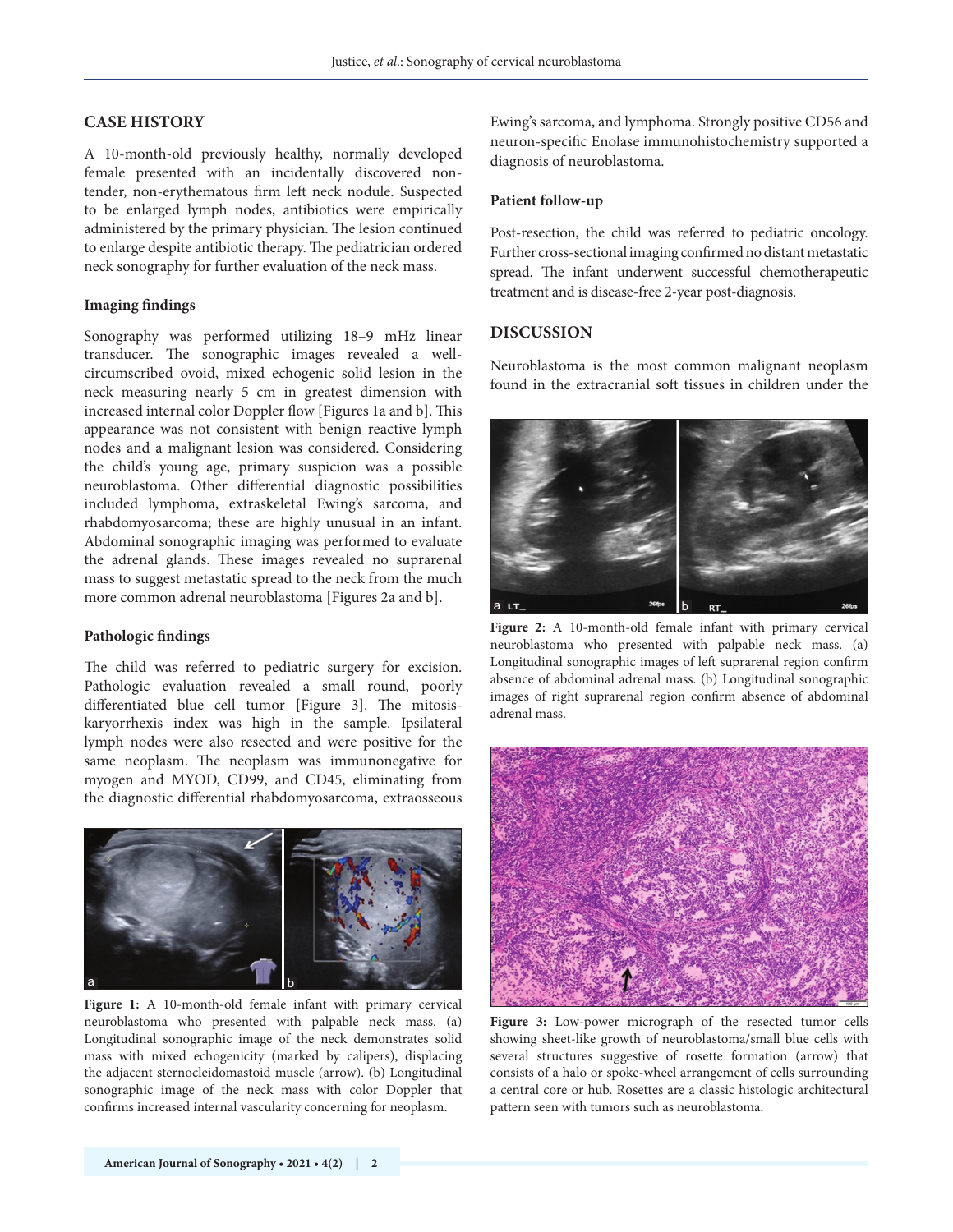## CASE HISTORY

A 10-month-old previously healthy, normally developed female presented with an incidentally discovered non-tender, non-erythematous firm left neck nodule. Suspected to be enlarged lymph nodes, antibiotics were empirically administered by the primary physician. The lesion continued to enlarge despite antibiotic therapy. The pediatrician ordered neck sonography for further evaluation of the neck mass.

### Imaging findings

Sonography was performed utilizing 18–9 mHz linear transducer. The sonographic images revealed a well-circumscribed ovoid, mixed echogenic solid lesion in the neck measuring nearly 5 cm in greatest dimension with increased internal color Doppler flow [Figures 1a and b]. This appearance was not consistent with benign reactive lymph nodes and a malignant lesion was considered. Considering the child's young age, primary suspicion was a possible neuroblastoma. Other differential diagnostic possibilities included lymphoma, extraskeletal Ewing's sarcoma, and rhabdomyosarcoma; these are highly unusual in an infant. Abdominal sonographic imaging was performed to evaluate the adrenal glands. These images revealed no suprarenal mass to suggest metastatic spread to the neck from the much more common adrenal neuroblastoma [Figures 2a and b].

### Pathologic findings

The child was referred to pediatric surgery for excision. Pathologic evaluation revealed a small round, poorly differentiated blue cell tumor [Figure 3]. The mitosis-karyorrhexis index was high in the sample. Ipsilateral lymph nodes were also resected and were positive for the same neoplasm. The neoplasm was immunonegative for myogen and MYOD, CD99, and CD45, eliminating from the diagnostic differential rhabdomyosarcoma, extraosseous Ewing's sarcoma, and lymphoma. Strongly positive CD56 and neuron-specific Enolase immunohistochemistry supported a diagnosis of neuroblastoma.

**Figure 1:** A 10-month-old female infant with primary cervical neuroblastoma who presented with palpable neck mass. (a) Longitudinal sonographic image of the neck demonstrates solid mass with mixed echogenicity (marked by calipers), displacing the adjacent sternocleidomastoid muscle (arrow). (b) Longitudinal sonographic image of the neck mass with color Doppler that confirms increased internal vascularity concerning for neoplasm.

### Patient follow-up

Post-resection, the child was referred to pediatric oncology. Further cross-sectional imaging confirmed no distant metastatic spread. The infant underwent successful chemotherapeutic treatment and is disease-free 2-year post-diagnosis.

## DISCUSSION

Neuroblastoma is the most common malignant neoplasm found in the extracranial soft tissues in children under the

**Figure 2:** A 10-month-old female infant with primary cervical neuroblastoma who presented with palpable neck mass. (a) Longitudinal sonographic images of left suprarenal region confirm absence of abdominal adrenal mass. (b) Longitudinal sonographic images of right suprarenal region confirm absence of abdominal adrenal mass.

**Figure 3:** Low-power micrograph of the resected tumor cells showing sheet-like growth of neuroblastoma/small blue cells with several structures suggestive of rosette formation (arrow) that consists of a halo or spoke-wheel arrangement of cells surrounding a central core or hub. Rosettes are a classic histologic architectural pattern seen with tumors such as neuroblastoma.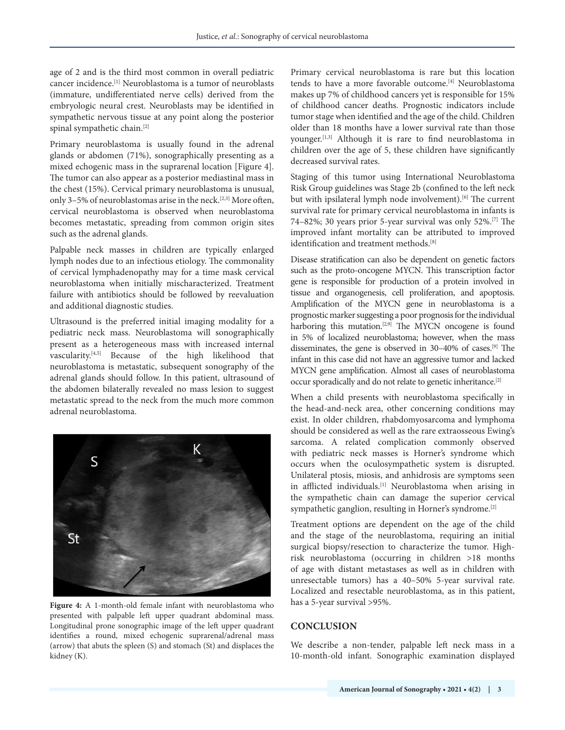age of 2 and is the third most common in overall pediatric cancer incidence.[1] Neuroblastoma is a tumor of neuroblasts (immature, undifferentiated nerve cells) derived from the embryologic neural crest. Neuroblasts may be identified in sympathetic nervous tissue at any point along the posterior spinal sympathetic chain.[2]

Primary neuroblastoma is usually found in the adrenal glands or abdomen (71%), sonographically presenting as a mixed echogenic mass in the suprarenal location [Figure 4]. The tumor can also appear as a posterior mediastinal mass in the chest (15%). Cervical primary neuroblastoma is unusual, only 3–5% of neuroblastomas arise in the neck.[2,3] More often, cervical neuroblastoma is observed when neuroblastoma becomes metastatic, spreading from common origin sites such as the adrenal glands.

Palpable neck masses in children are typically enlarged lymph nodes due to an infectious etiology. The commonality of cervical lymphadenopathy may for a time mask cervical neuroblastoma when initially mischaracterized. Treatment failure with antibiotics should be followed by reevaluation and additional diagnostic studies.

Ultrasound is the preferred initial imaging modality for a pediatric neck mass. Neuroblastoma will sonographically present as a heterogeneous mass with increased internal vascularity.[4,5] Because of the high likelihood that neuroblastoma is metastatic, subsequent sonography of the adrenal glands should follow. In this patient, ultrasound of the abdomen bilaterally revealed no mass lesion to suggest metastatic spread to the neck from the much more common adrenal neuroblastoma.

**Figure 4:** A 1-month-old female infant with neuroblastoma who presented with palpable left upper quadrant abdominal mass. Longitudinal prone sonographic image of the left upper quadrant identifies a round, mixed echogenic suprarenal/adrenal mass (arrow) that abuts the spleen (S) and stomach (St) and displaces the kidney (K).

Primary cervical neuroblastoma is rare but this location tends to have a more favorable outcome.[4] Neuroblastoma makes up 7% of childhood cancers yet is responsible for 15% of childhood cancer deaths. Prognostic indicators include tumor stage when identified and the age of the child. Children older than 18 months have a lower survival rate than those younger.[1,3] Although it is rare to find neuroblastoma in children over the age of 5, these children have significantly decreased survival rates.

Staging of this tumor using International Neuroblastoma Risk Group guidelines was Stage 2b (confined to the left neck but with ipsilateral lymph node involvement).[6] The current survival rate for primary cervical neuroblastoma in infants is 74–82%; 30 years prior 5-year survival was only 52%.[7] The improved infant mortality can be attributed to improved identification and treatment methods.[8]

Disease stratification can also be dependent on genetic factors such as the proto-oncogene MYCN. This transcription factor gene is responsible for production of a protein involved in tissue and organogenesis, cell proliferation, and apoptosis. Amplification of the MYCN gene in neuroblastoma is a prognostic marker suggesting a poor prognosis for the individual harboring this mutation.[2,9] The MYCN oncogene is found in 5% of localized neuroblastoma; however, when the mass disseminates, the gene is observed in 30–40% of cases.[9] The infant in this case did not have an aggressive tumor and lacked MYCN gene amplification. Almost all cases of neuroblastoma occur sporadically and do not relate to genetic inheritance.[2]

When a child presents with neuroblastoma specifically in the head-and-neck area, other concerning conditions may exist. In older children, rhabdomyosarcoma and lymphoma should be considered as well as the rare extraosseous Ewing's sarcoma. A related complication commonly observed with pediatric neck masses is Horner's syndrome which occurs when the oculosympathetic system is disrupted. Unilateral ptosis, miosis, and anhidrosis are symptoms seen in afflicted individuals.[1] Neuroblastoma when arising in the sympathetic chain can damage the superior cervical sympathetic ganglion, resulting in Horner's syndrome.[2]

Treatment options are dependent on the age of the child and the stage of the neuroblastoma, requiring an initial surgical biopsy/resection to characterize the tumor. High-risk neuroblastoma (occurring in children >18 months of age with distant metastases as well as in children with unresectable tumors) has a 40–50% 5-year survival rate. Localized and resectable neuroblastoma, as in this patient, has a 5-year survival >95%.

## CONCLUSION

We describe a non-tender, palpable left neck mass in a 10-month-old infant. Sonographic examination displayed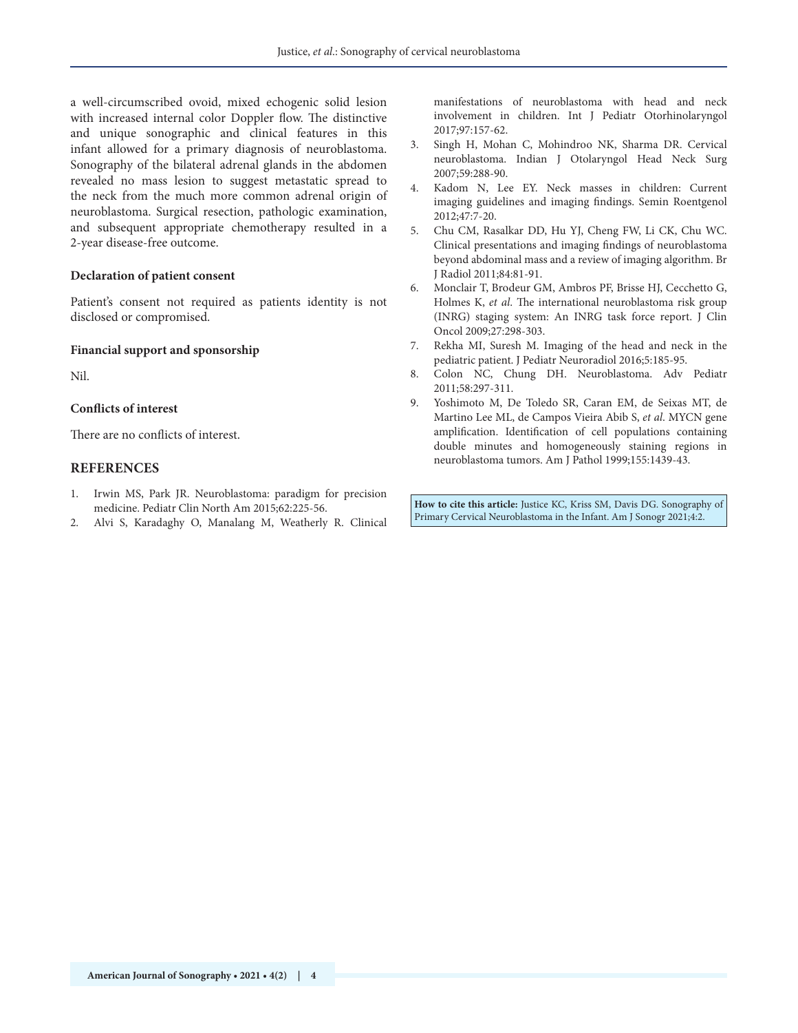a well-circumscribed ovoid, mixed echogenic solid lesion with increased internal color Doppler flow. The distinctive and unique sonographic and clinical features in this infant allowed for a primary diagnosis of neuroblastoma. Sonography of the bilateral adrenal glands in the abdomen revealed no mass lesion to suggest metastatic spread to the neck from the much more common adrenal origin of neuroblastoma. Surgical resection, pathologic examination, and subsequent appropriate chemotherapy resulted in a 2-year disease-free outcome.

### Declaration of patient consent

Patient's consent not required as patients identity is not disclosed or compromised.

### Financial support and sponsorship

Nil.

### Conflicts of interest

There are no conflicts of interest.

## REFERENCES

1. Irwin MS, Park JR. Neuroblastoma: paradigm for precision medicine. Pediatr Clin North Am 2015;62:225-56.
2. Alvi S, Karadaghy O, Manalang M, Weatherly R. Clinical manifestations of neuroblastoma with head and neck involvement in children. Int J Pediatr Otorhinolaryngol 2017;97:157-62.
3. Singh H, Mohan C, Mohindroo NK, Sharma DR. Cervical neuroblastoma. Indian J Otolaryngol Head Neck Surg 2007;59:288-90.
4. Kadom N, Lee EY. Neck masses in children: Current imaging guidelines and imaging findings. Semin Roentgenol 2012;47:7-20.
5. Chu CM, Rasalkar DD, Hu YJ, Cheng FW, Li CK, Chu WC. Clinical presentations and imaging findings of neuroblastoma beyond abdominal mass and a review of imaging algorithm. Br J Radiol 2011;84:81-91.
6. Monclair T, Brodeur GM, Ambros PF, Brisse HJ, Cecchetto G, Holmes K, *et al*. The international neuroblastoma risk group (INRG) staging system: An INRG task force report. J Clin Oncol 2009;27:298-303.
7. Rekha MI, Suresh M. Imaging of the head and neck in the pediatric patient. J Pediatr Neuroradiol 2016;5:185-95.
8. Colon NC, Chung DH. Neuroblastoma. Adv Pediatr 2011;58:297-311.
9. Yoshimoto M, De Toledo SR, Caran EM, de Seixas MT, de Martino Lee ML, de Campos Vieira Abib S, *et al*. MYCN gene amplification. Identification of cell populations containing double minutes and homogeneously staining regions in neuroblastoma tumors. Am J Pathol 1999;155:1439-43.

**How to cite this article:** Justice KC, Kriss SM, Davis DG. Sonography of Primary Cervical Neuroblastoma in the Infant. Am J Sonogr 2021;4:2.